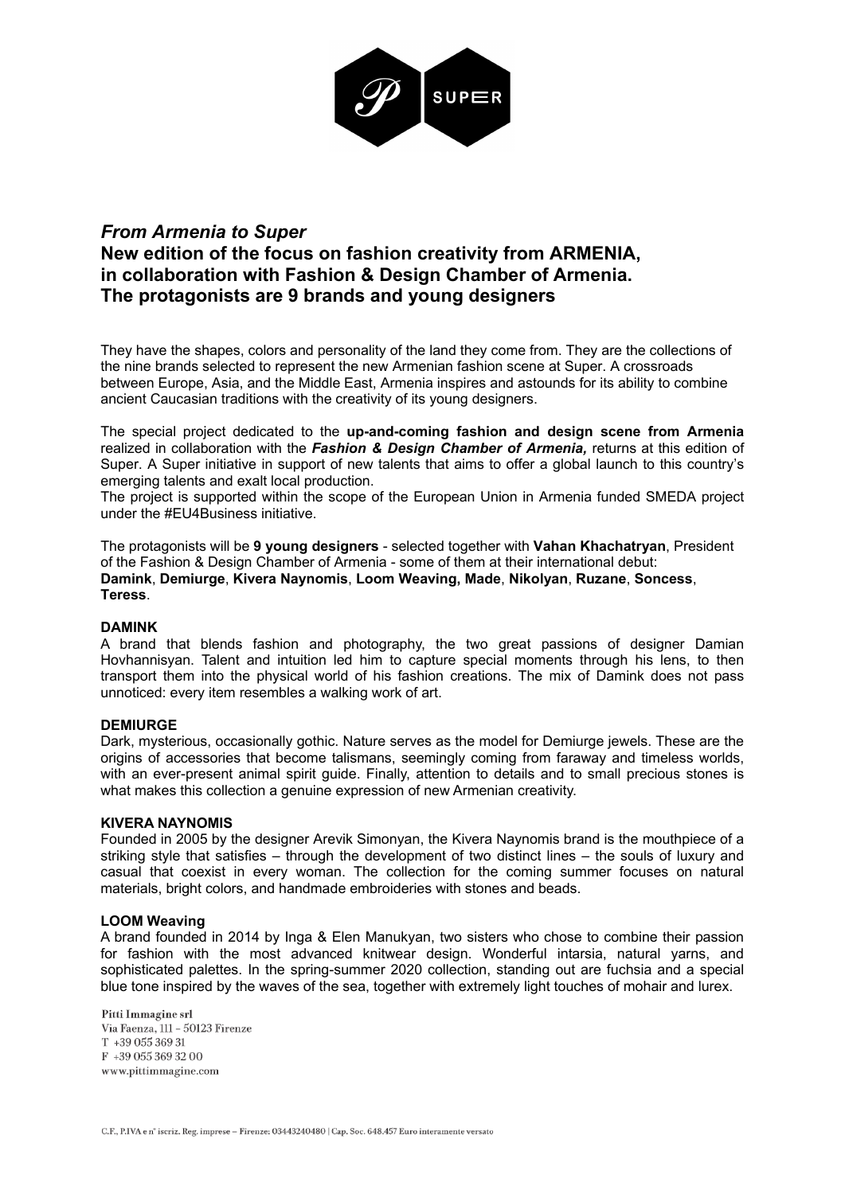*From Armenia to Super*
**New edition of the focus on fashion creativity from ARMENIA, in collaboration with Fashion & Design Chamber of Armenia. The protagonists are 9 brands and young designers**

They have the shapes, colors and personality of the land they come from. They are the collections of the nine brands selected to represent the new Armenian fashion scene at Super. A crossroads between Europe, Asia, and the Middle East, Armenia inspires and astounds for its ability to combine ancient Caucasian traditions with the creativity of its young designers.

The special project dedicated to the **up-and-coming fashion and design scene from Armenia** realized in collaboration with the ***Fashion & Design Chamber of Armenia,*** returns at this edition of Super. A Super initiative in support of new talents that aims to offer a global launch to this country's emerging talents and exalt local production.
The project is supported within the scope of the European Union in Armenia funded SMEDA project under the #EU4Business initiative.

The protagonists will be **9 young designers** - selected together with **Vahan Khachatryan**, President of the Fashion & Design Chamber of Armenia - some of them at their international debut:
**Damink**, **Demiurge**, **Kivera Naynomis**, **Loom Weaving, Made**, **Nikolyan**, **Ruzane**, **Soncess**, **Teress**.

**DAMINK**
A brand that blends fashion and photography, the two great passions of designer Damian Hovhannisyan. Talent and intuition led him to capture special moments through his lens, to then transport them into the physical world of his fashion creations. The mix of Damink does not pass unnoticed: every item resembles a walking work of art.

**DEMIURGE**
Dark, mysterious, occasionally gothic. Nature serves as the model for Demiurge jewels. These are the origins of accessories that become talismans, seemingly coming from faraway and timeless worlds, with an ever-present animal spirit guide. Finally, attention to details and to small precious stones is what makes this collection a genuine expression of new Armenian creativity.

**KIVERA NAYNOMIS**
Founded in 2005 by the designer Arevik Simonyan, the Kivera Naynomis brand is the mouthpiece of a striking style that satisfies – through the development of two distinct lines – the souls of luxury and casual that coexist in every woman. The collection for the coming summer focuses on natural materials, bright colors, and handmade embroideries with stones and beads.

**LOOM Weaving**
A brand founded in 2014 by Inga & Elen Manukyan, two sisters who chose to combine their passion for fashion with the most advanced knitwear design. Wonderful intarsia, natural yarns, and sophisticated palettes. In the spring-summer 2020 collection, standing out are fuchsia and a special blue tone inspired by the waves of the sea, together with extremely light touches of mohair and lurex.

Pitti Immagine srl
Via Faenza, 111 - 50123 Firenze
T +39 055 369 31
F +39 055 369 32 00
www.pittimmagine.com

C.F., P.IVA e n° iscriz. Reg. imprese – Firenze: 03443240480 | Cap. Soc. 648.457 Euro interamente versato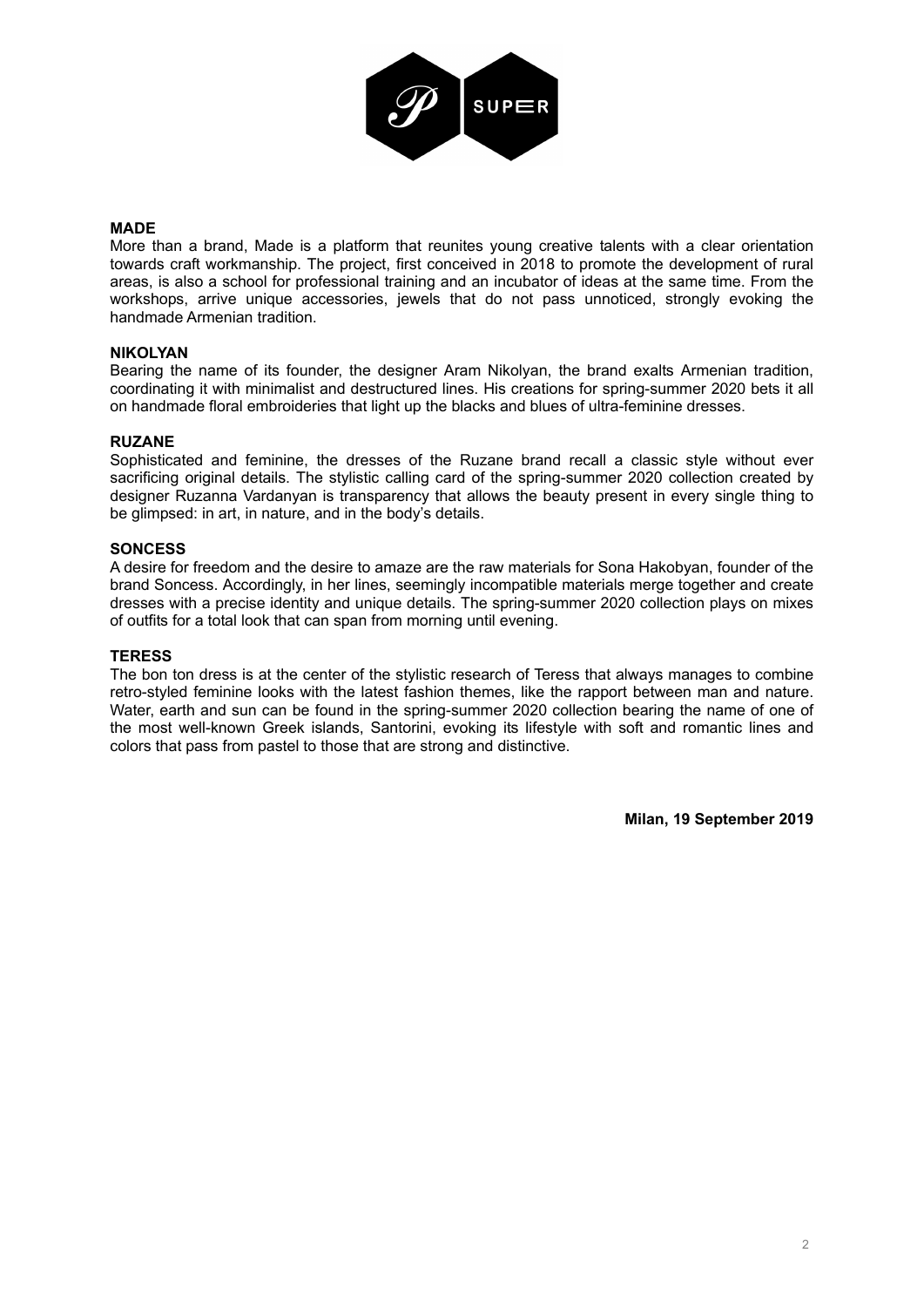**MADE**

More than a brand, Made is a platform that reunites young creative talents with a clear orientation towards craft workmanship. The project, first conceived in 2018 to promote the development of rural areas, is also a school for professional training and an incubator of ideas at the same time. From the workshops, arrive unique accessories, jewels that do not pass unnoticed, strongly evoking the handmade Armenian tradition.

**NIKOLYAN**

Bearing the name of its founder, the designer Aram Nikolyan, the brand exalts Armenian tradition, coordinating it with minimalist and destructured lines. His creations for spring-summer 2020 bets it all on handmade floral embroideries that light up the blacks and blues of ultra-feminine dresses.

**RUZANE**

Sophisticated and feminine, the dresses of the Ruzane brand recall a classic style without ever sacrificing original details. The stylistic calling card of the spring-summer 2020 collection created by designer Ruzanna Vardanyan is transparency that allows the beauty present in every single thing to be glimpsed: in art, in nature, and in the body's details.

**SONCESS**

A desire for freedom and the desire to amaze are the raw materials for Sona Hakobyan, founder of the brand Soncess. Accordingly, in her lines, seemingly incompatible materials merge together and create dresses with a precise identity and unique details. The spring-summer 2020 collection plays on mixes of outfits for a total look that can span from morning until evening.

**TERESS**

The bon ton dress is at the center of the stylistic research of Teress that always manages to combine retro-styled feminine looks with the latest fashion themes, like the rapport between man and nature. Water, earth and sun can be found in the spring-summer 2020 collection bearing the name of one of the most well-known Greek islands, Santorini, evoking its lifestyle with soft and romantic lines and colors that pass from pastel to those that are strong and distinctive.

**Milan, 19 September 2019**